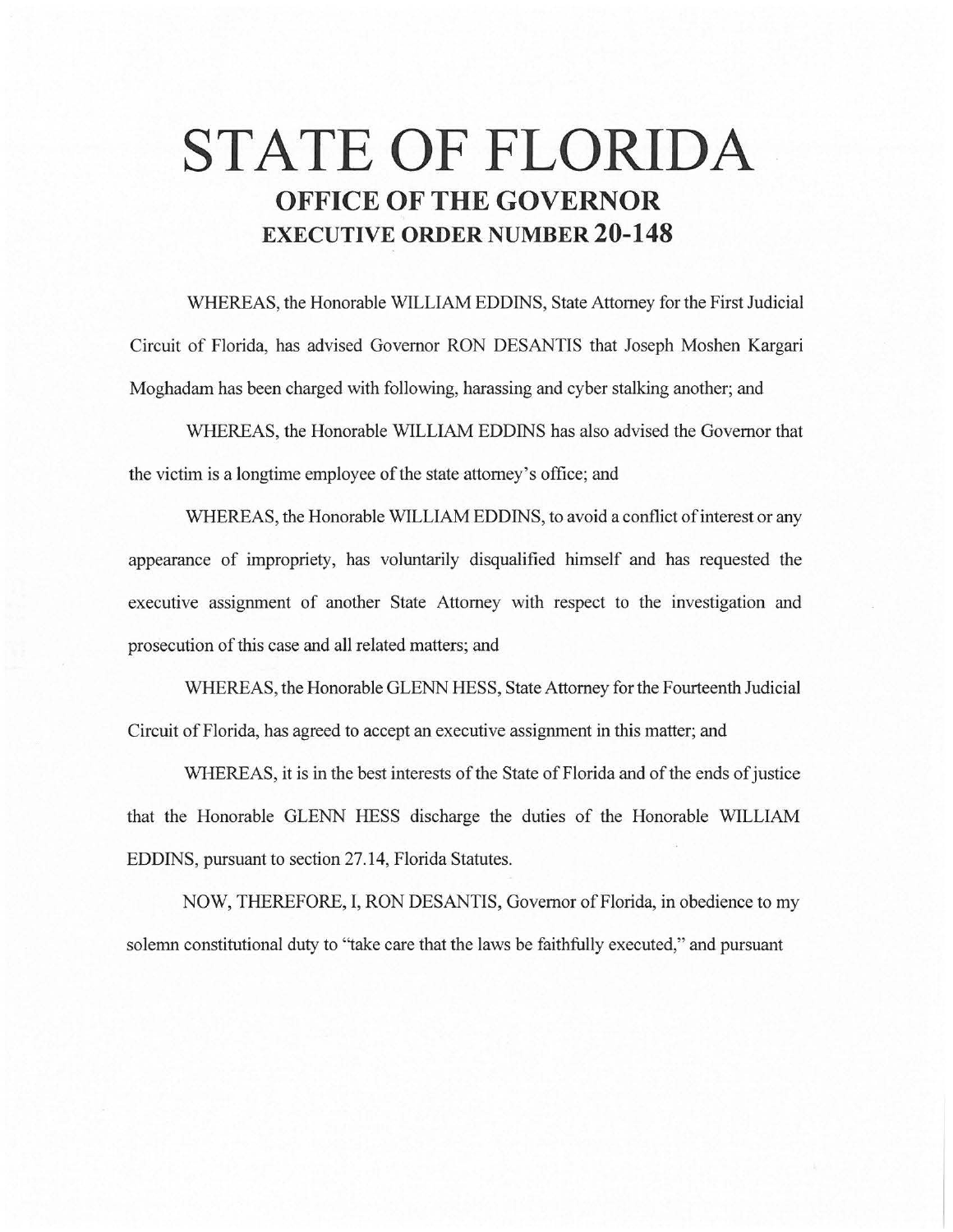# STATE OF FLORIDA

## OFFICE OF THE GOVERNOR

## EXECUTIVE ORDER NUMBER 20-148

WHEREAS, the Honorable WILLIAM EDDINS, State Attorney for the First Judicial Circuit of Florida, has advised Governor RON DESANTIS that Joseph Moshen Kargari Moghadam has been charged with following, harassing and cyber stalking another; and

WHEREAS, the Honorable WILLIAM EDDINS has also advised the Governor that the victim is a longtime employee of the state attorney's office; and

WHEREAS, the Honorable WILLIAM EDDINS, to avoid a conflict of interest or any appearance of impropriety, has voluntarily disqualified himself and has requested the executive assignment of another State Attorney with respect to the investigation and prosecution of this case and all related matters; and

WHEREAS, the Honorable GLENN HESS, State Attorney for the Fourteenth Judicial Circuit of Florida, has agreed to accept an executive assignment in this matter; and

WHEREAS, it is in the best interests of the State of Florida and of the ends of justice that the Honorable GLENN HESS discharge the duties of the Honorable WILLIAM EDDINS, pursuant to section 27.14, Florida Statutes.

NOW, THEREFORE, I, RON DESANTIS, Governor of Florida, in obedience to my solemn constitutional duty to "take care that the laws be faithfully executed," and pursuant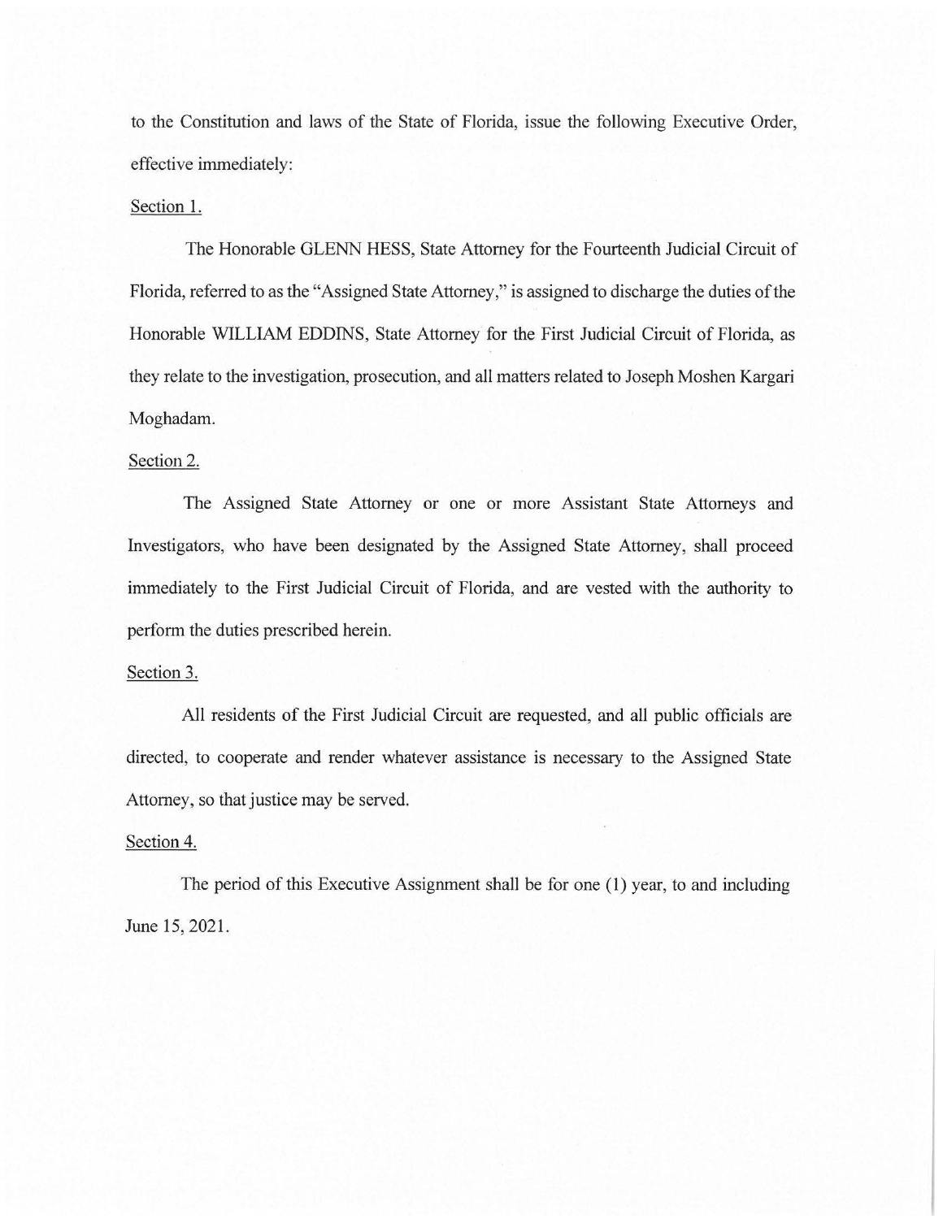to the Constitution and laws of the State of Florida, issue the following Executive Order, effective immediately:

Section 1.

The Honorable GLENN HESS, State Attorney for the Fourteenth Judicial Circuit of Florida, referred to as the "Assigned State Attorney," is assigned to discharge the duties of the Honorable WILLIAM EDDINS, State Attorney for the First Judicial Circuit of Florida, as they relate to the investigation, prosecution, and all matters related to Joseph Moshen Kargari Moghadam.

Section 2.

The Assigned State Attorney or one or more Assistant State Attorneys and Investigators, who have been designated by the Assigned State Attorney, shall proceed immediately to the First Judicial Circuit of Florida, and are vested with the authority to perform the duties prescribed herein.

Section 3.

All residents of the First Judicial Circuit are requested, and all public officials are directed, to cooperate and render whatever assistance is necessary to the Assigned State Attorney, so that justice may be served.

Section 4.

The period of this Executive Assignment shall be for one (1) year, to and including June 15, 2021.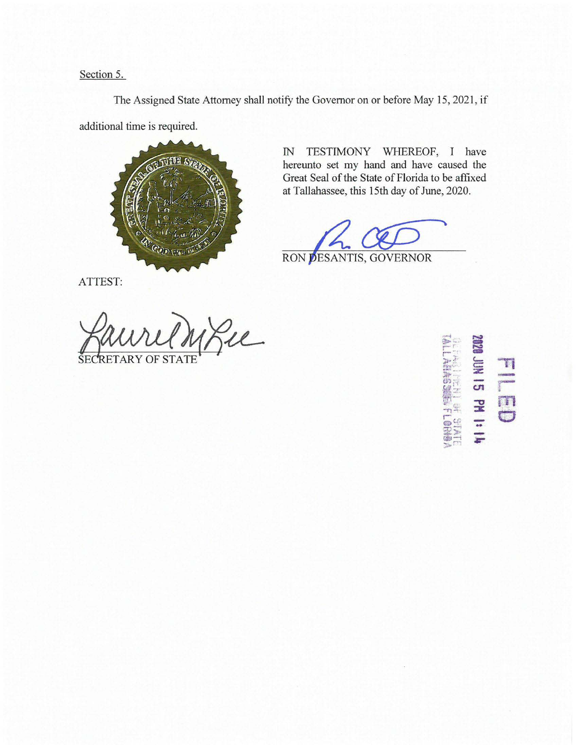Section 5.

The Assigned State Attorney shall notify the Governor on or before May 15, 2021, if additional time is required.

IN TESTIMONY WHEREOF, I have hereunto set my hand and have caused the Great Seal of the State of Florida to be affixed at Tallahassee, this 15th day of June, 2020.

RON DESANTIS, GOVERNOR

ATTEST:

SECRETARY OF STATE

FILED

2020 JUN 15 PM 1:14

DEPARTMENT OF STATE
TALLAHASSEE, FLORIDA